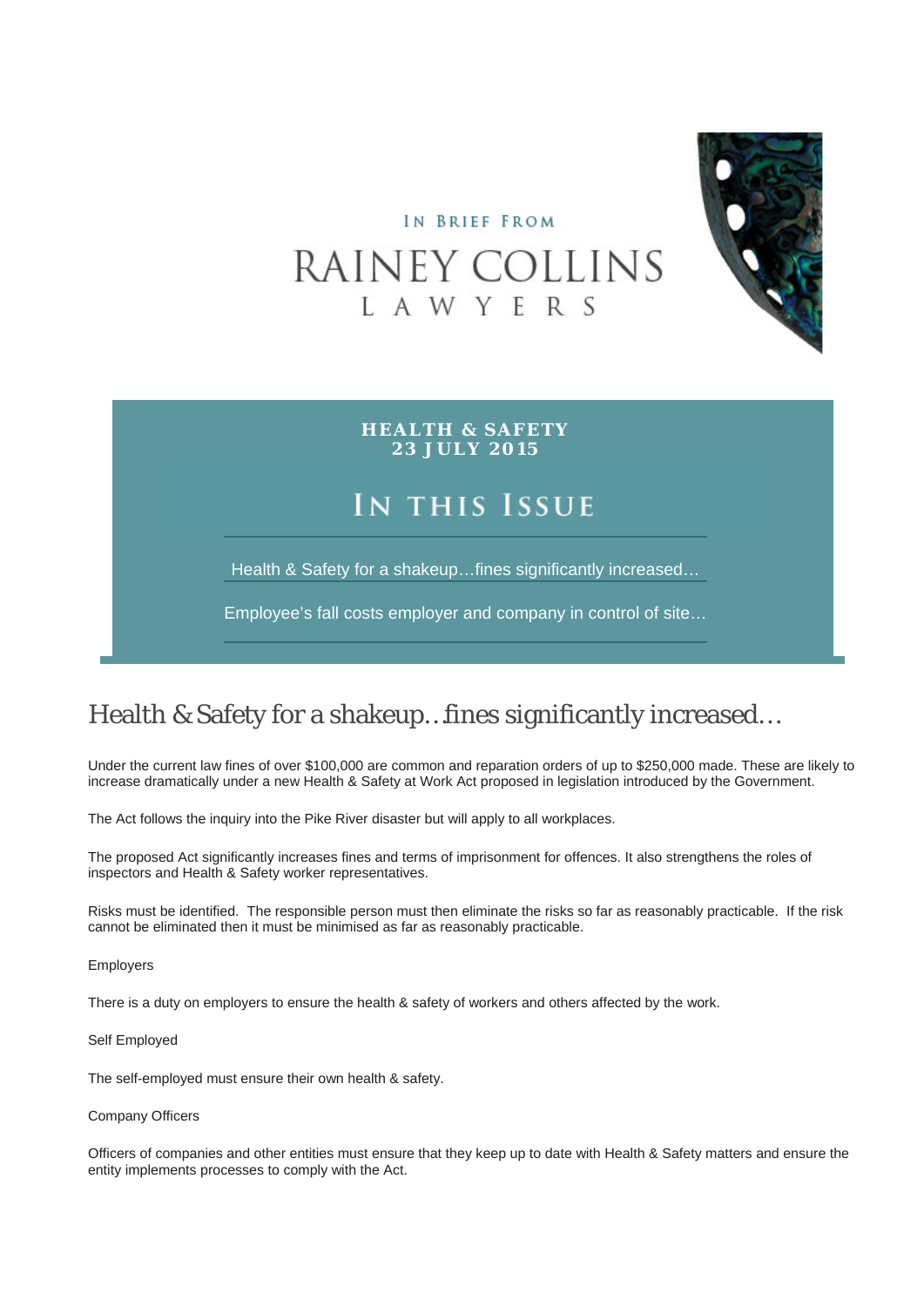IN BRIEF FROM

RAINEY COLLINS

LAWYERS

**HEALTH & SAFETY**
**23 JULY 2015**

## In this Issue

Health & Safety for a shakeup…fines significantly increased…

Employee's fall costs employer and company in control of site…

# Health & Safety for a shakeup…fines significantly increased…

Under the current law fines of over $100,000 are common and reparation orders of up to $250,000 made. These are likely to increase dramatically under a new Health & Safety at Work Act proposed in legislation introduced by the Government.

The Act follows the inquiry into the Pike River disaster but will apply to all workplaces.

The proposed Act significantly increases fines and terms of imprisonment for offences. It also strengthens the roles of inspectors and Health & Safety worker representatives.

Risks must be identified. The responsible person must then eliminate the risks so far as reasonably practicable. If the risk cannot be eliminated then it must be minimised as far as reasonably practicable.

Employers

There is a duty on employers to ensure the health & safety of workers and others affected by the work.

Self Employed

The self-employed must ensure their own health & safety.

Company Officers

Officers of companies and other entities must ensure that they keep up to date with Health & Safety matters and ensure the entity implements processes to comply with the Act.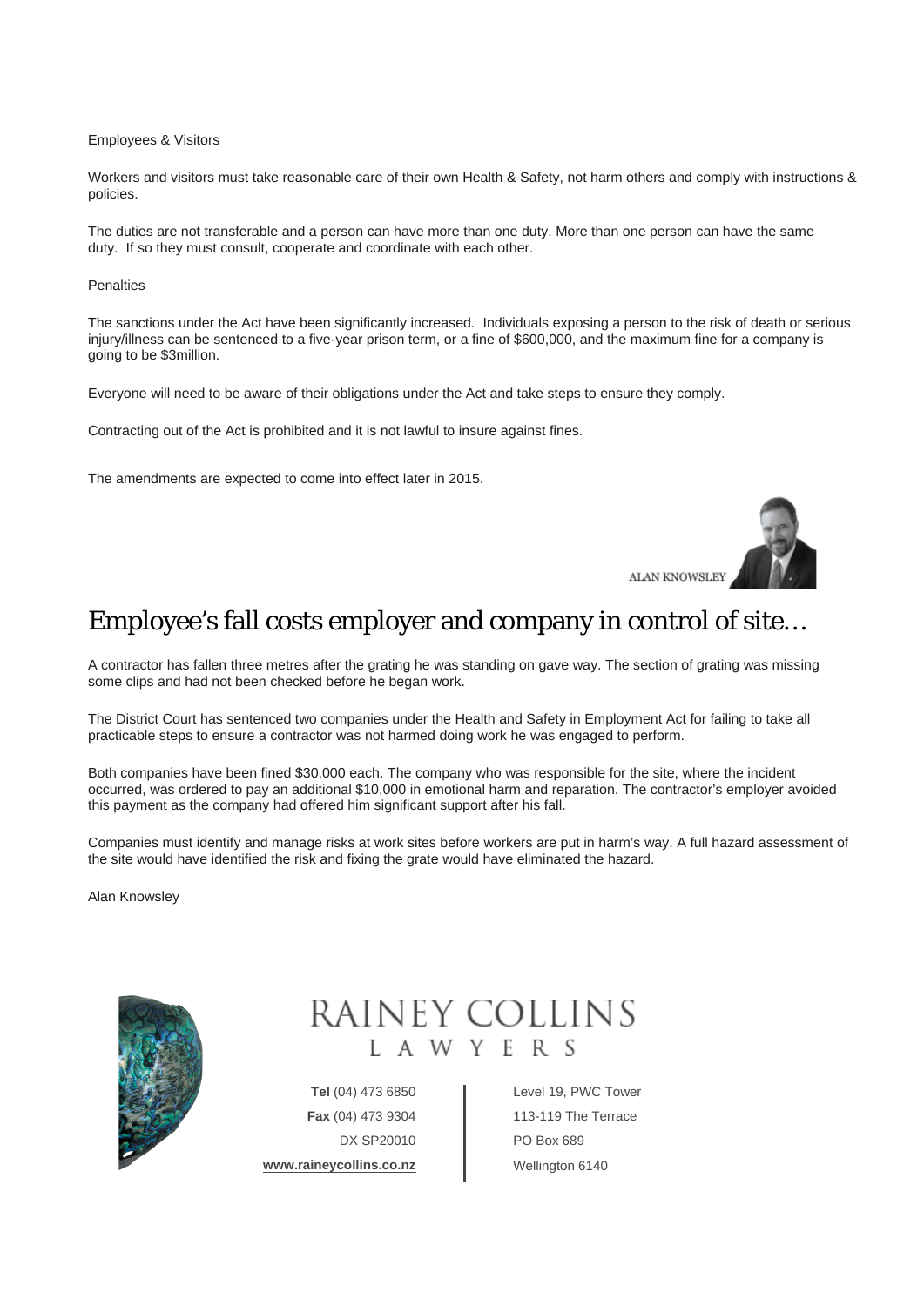Employees & Visitors

Workers and visitors must take reasonable care of their own Health & Safety, not harm others and comply with instructions & policies.

The duties are not transferable and a person can have more than one duty. More than one person can have the same duty. If so they must consult, cooperate and coordinate with each other.

Penalties

The sanctions under the Act have been significantly increased. Individuals exposing a person to the risk of death or serious injury/illness can be sentenced to a five-year prison term, or a fine of $600,000, and the maximum fine for a company is going to be $3million.

Everyone will need to be aware of their obligations under the Act and take steps to ensure they comply.

Contracting out of the Act is prohibited and it is not lawful to insure against fines.

The amendments are expected to come into effect later in 2015.

ALAN KNOWSLEY

# Employee's fall costs employer and company in control of site…

A contractor has fallen three metres after the grating he was standing on gave way. The section of grating was missing some clips and had not been checked before he began work.

The District Court has sentenced two companies under the Health and Safety in Employment Act for failing to take all practicable steps to ensure a contractor was not harmed doing work he was engaged to perform.

Both companies have been fined $30,000 each. The company who was responsible for the site, where the incident occurred, was ordered to pay an additional $10,000 in emotional harm and reparation. The contractor's employer avoided this payment as the company had offered him significant support after his fall.

Companies must identify and manage risks at work sites before workers are put in harm's way. A full hazard assessment of the site would have identified the risk and fixing the grate would have eliminated the hazard.

Alan Knowsley

RAINEY COLLINS
LAWYERS

**Tel** (04) 473 6850
**Fax** (04) 473 9304
DX SP20010
www.raineycollins.co.nz

Level 19, PWC Tower
113-119 The Terrace
PO Box 689
Wellington 6140